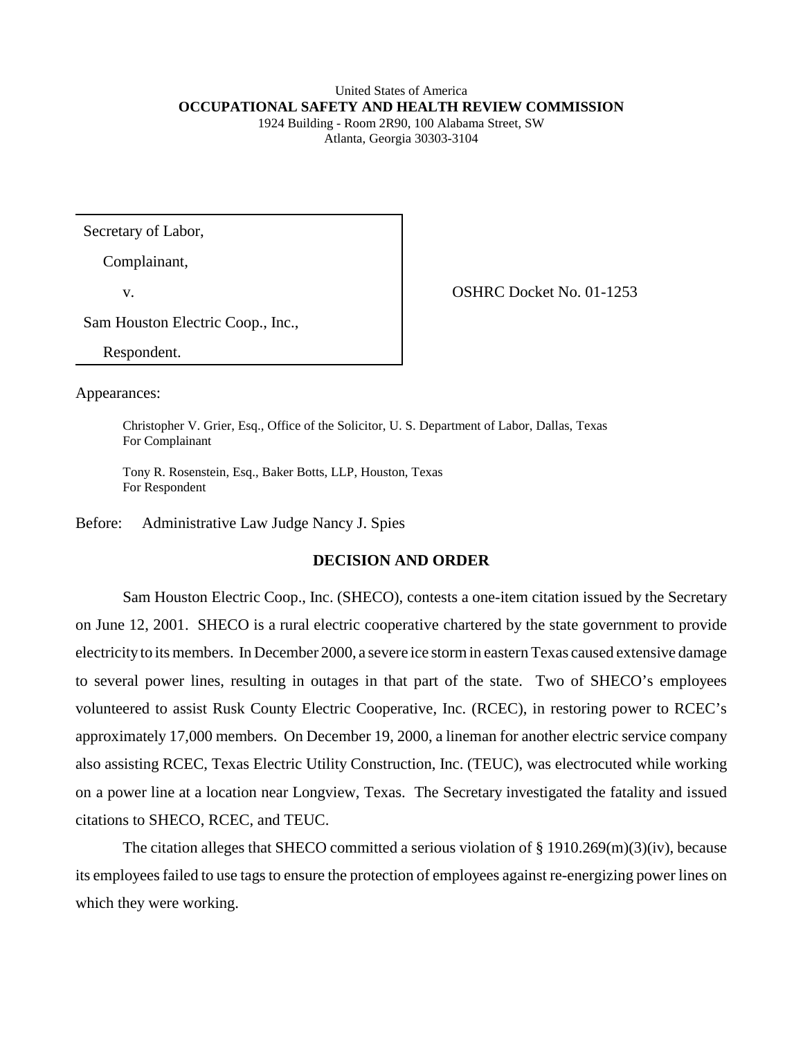United States of America
**OCCUPATIONAL SAFETY AND HEALTH REVIEW COMMISSION**
1924 Building - Room 2R90, 100 Alabama Street, SW
Atlanta, Georgia 30303-3104

| | |
|---|---|
| Secretary of Labor,<br>Complainant,<br>v.<br>Sam Houston Electric Coop., Inc.,<br>Respondent. | OSHRC Docket No. 01-1253 |

Appearances:

Christopher V. Grier, Esq., Office of the Solicitor, U. S. Department of Labor, Dallas, Texas
For Complainant

Tony R. Rosenstein, Esq., Baker Botts, LLP, Houston, Texas
For Respondent

Before: Administrative Law Judge Nancy J. Spies

## DECISION AND ORDER

Sam Houston Electric Coop., Inc. (SHECO), contests a one-item citation issued by the Secretary on June 12, 2001. SHECO is a rural electric cooperative chartered by the state government to provide electricity to its members. In December 2000, a severe ice storm in eastern Texas caused extensive damage to several power lines, resulting in outages in that part of the state. Two of SHECO's employees volunteered to assist Rusk County Electric Cooperative, Inc. (RCEC), in restoring power to RCEC's approximately 17,000 members. On December 19, 2000, a lineman for another electric service company also assisting RCEC, Texas Electric Utility Construction, Inc. (TEUC), was electrocuted while working on a power line at a location near Longview, Texas. The Secretary investigated the fatality and issued citations to SHECO, RCEC, and TEUC.

The citation alleges that SHECO committed a serious violation of § 1910.269(m)(3)(iv), because its employees failed to use tags to ensure the protection of employees against re-energizing power lines on which they were working.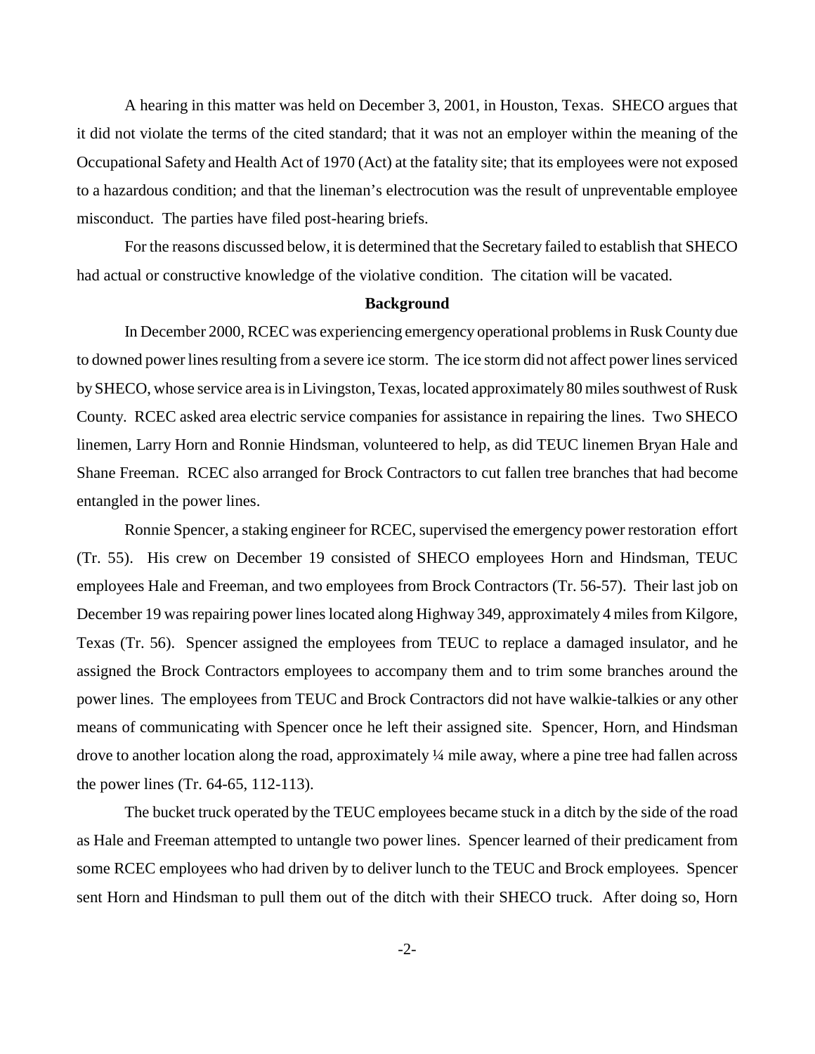A hearing in this matter was held on December 3, 2001, in Houston, Texas. SHECO argues that it did not violate the terms of the cited standard; that it was not an employer within the meaning of the Occupational Safety and Health Act of 1970 (Act) at the fatality site; that its employees were not exposed to a hazardous condition; and that the lineman's electrocution was the result of unpreventable employee misconduct. The parties have filed post-hearing briefs.

For the reasons discussed below, it is determined that the Secretary failed to establish that SHECO had actual or constructive knowledge of the violative condition. The citation will be vacated.

## Background

In December 2000, RCEC was experiencing emergency operational problems in Rusk County due to downed power lines resulting from a severe ice storm. The ice storm did not affect power lines serviced by SHECO, whose service area is in Livingston, Texas, located approximately 80 miles southwest of Rusk County. RCEC asked area electric service companies for assistance in repairing the lines. Two SHECO linemen, Larry Horn and Ronnie Hindsman, volunteered to help, as did TEUC linemen Bryan Hale and Shane Freeman. RCEC also arranged for Brock Contractors to cut fallen tree branches that had become entangled in the power lines.

Ronnie Spencer, a staking engineer for RCEC, supervised the emergency power restoration effort (Tr. 55). His crew on December 19 consisted of SHECO employees Horn and Hindsman, TEUC employees Hale and Freeman, and two employees from Brock Contractors (Tr. 56-57). Their last job on December 19 was repairing power lines located along Highway 349, approximately 4 miles from Kilgore, Texas (Tr. 56). Spencer assigned the employees from TEUC to replace a damaged insulator, and he assigned the Brock Contractors employees to accompany them and to trim some branches around the power lines. The employees from TEUC and Brock Contractors did not have walkie-talkies or any other means of communicating with Spencer once he left their assigned site. Spencer, Horn, and Hindsman drove to another location along the road, approximately ¼ mile away, where a pine tree had fallen across the power lines (Tr. 64-65, 112-113).

The bucket truck operated by the TEUC employees became stuck in a ditch by the side of the road as Hale and Freeman attempted to untangle two power lines. Spencer learned of their predicament from some RCEC employees who had driven by to deliver lunch to the TEUC and Brock employees. Spencer sent Horn and Hindsman to pull them out of the ditch with their SHECO truck. After doing so, Horn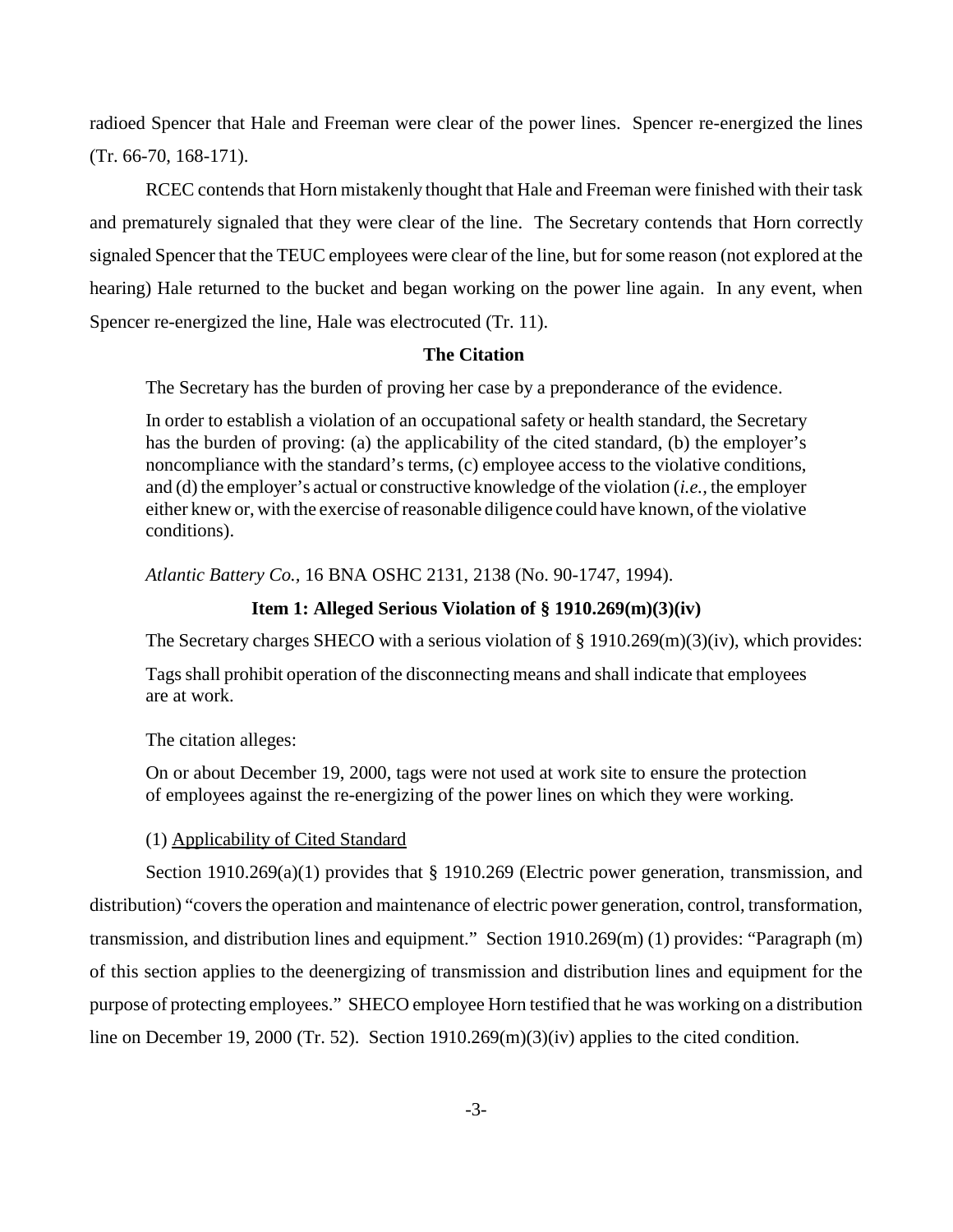radioed Spencer that Hale and Freeman were clear of the power lines. Spencer re-energized the lines (Tr. 66-70, 168-171).

RCEC contends that Horn mistakenly thought that Hale and Freeman were finished with their task and prematurely signaled that they were clear of the line. The Secretary contends that Horn correctly signaled Spencer that the TEUC employees were clear of the line, but for some reason (not explored at the hearing) Hale returned to the bucket and began working on the power line again. In any event, when Spencer re-energized the line, Hale was electrocuted (Tr. 11).

## The Citation

The Secretary has the burden of proving her case by a preponderance of the evidence.

> In order to establish a violation of an occupational safety or health standard, the Secretary has the burden of proving: (a) the applicability of the cited standard, (b) the employer's noncompliance with the standard's terms, (c) employee access to the violative conditions, and (d) the employer's actual or constructive knowledge of the violation (*i.e.*, the employer either knew or, with the exercise of reasonable diligence could have known, of the violative conditions).

*Atlantic Battery Co.*, 16 BNA OSHC 2131, 2138 (No. 90-1747, 1994).

### Item 1: Alleged Serious Violation of § 1910.269(m)(3)(iv)

The Secretary charges SHECO with a serious violation of § 1910.269(m)(3)(iv), which provides:

> Tags shall prohibit operation of the disconnecting means and shall indicate that employees are at work.

The citation alleges:

> On or about December 19, 2000, tags were not used at work site to ensure the protection of employees against the re-energizing of the power lines on which they were working.

(1) Applicability of Cited Standard

Section 1910.269(a)(1) provides that § 1910.269 (Electric power generation, transmission, and distribution) "covers the operation and maintenance of electric power generation, control, transformation, transmission, and distribution lines and equipment." Section 1910.269(m) (1) provides: "Paragraph (m) of this section applies to the deenergizing of transmission and distribution lines and equipment for the purpose of protecting employees." SHECO employee Horn testified that he was working on a distribution line on December 19, 2000 (Tr. 52). Section 1910.269(m)(3)(iv) applies to the cited condition.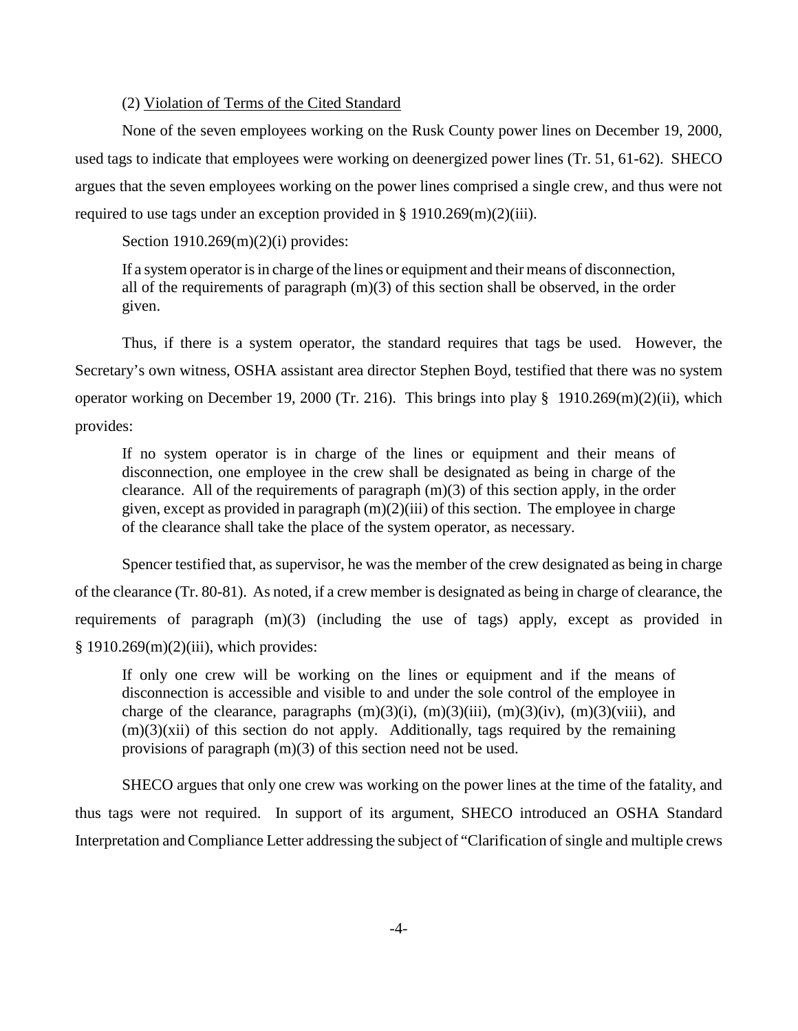(2) Violation of Terms of the Cited Standard

None of the seven employees working on the Rusk County power lines on December 19, 2000, used tags to indicate that employees were working on deenergized power lines (Tr. 51, 61-62). SHECO argues that the seven employees working on the power lines comprised a single crew, and thus were not required to use tags under an exception provided in § 1910.269(m)(2)(iii).

Section 1910.269(m)(2)(i) provides:

> If a system operator is in charge of the lines or equipment and their means of disconnection, all of the requirements of paragraph (m)(3) of this section shall be observed, in the order given.

Thus, if there is a system operator, the standard requires that tags be used. However, the Secretary's own witness, OSHA assistant area director Stephen Boyd, testified that there was no system operator working on December 19, 2000 (Tr. 216). This brings into play § 1910.269(m)(2)(ii), which provides:

> If no system operator is in charge of the lines or equipment and their means of disconnection, one employee in the crew shall be designated as being in charge of the clearance. All of the requirements of paragraph (m)(3) of this section apply, in the order given, except as provided in paragraph (m)(2)(iii) of this section. The employee in charge of the clearance shall take the place of the system operator, as necessary.

Spencer testified that, as supervisor, he was the member of the crew designated as being in charge of the clearance (Tr. 80-81). As noted, if a crew member is designated as being in charge of clearance, the requirements of paragraph (m)(3) (including the use of tags) apply, except as provided in § 1910.269(m)(2)(iii), which provides:

> If only one crew will be working on the lines or equipment and if the means of disconnection is accessible and visible to and under the sole control of the employee in charge of the clearance, paragraphs (m)(3)(i), (m)(3)(iii), (m)(3)(iv), (m)(3)(viii), and (m)(3)(xii) of this section do not apply. Additionally, tags required by the remaining provisions of paragraph (m)(3) of this section need not be used.

SHECO argues that only one crew was working on the power lines at the time of the fatality, and thus tags were not required. In support of its argument, SHECO introduced an OSHA Standard Interpretation and Compliance Letter addressing the subject of "Clarification of single and multiple crews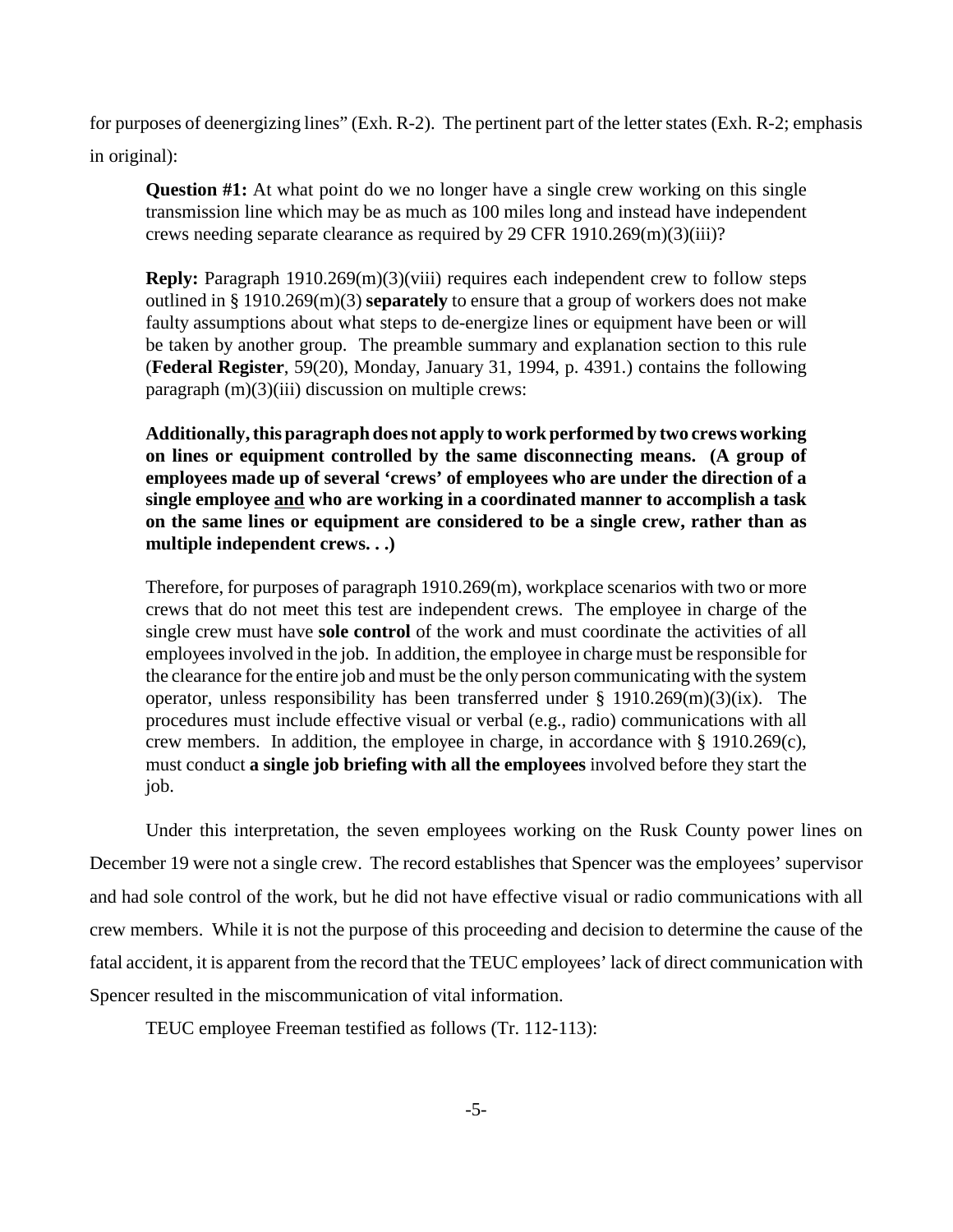for purposes of deenergizing lines" (Exh. R-2). The pertinent part of the letter states (Exh. R-2; emphasis in original):

> **Question #1:** At what point do we no longer have a single crew working on this single transmission line which may be as much as 100 miles long and instead have independent crews needing separate clearance as required by 29 CFR 1910.269(m)(3)(iii)?
>
> **Reply:** Paragraph 1910.269(m)(3)(viii) requires each independent crew to follow steps outlined in § 1910.269(m)(3) **separately** to ensure that a group of workers does not make faulty assumptions about what steps to de-energize lines or equipment have been or will be taken by another group. The preamble summary and explanation section to this rule (**Federal Register**, 59(20), Monday, January 31, 1994, p. 4391.) contains the following paragraph (m)(3)(iii) discussion on multiple crews:
>
> **Additionally, this paragraph does not apply to work performed by two crews working on lines or equipment controlled by the same disconnecting means. (A group of employees made up of several 'crews' of employees who are under the direction of a single employee <u>and</u> who are working in a coordinated manner to accomplish a task on the same lines or equipment are considered to be a single crew, rather than as multiple independent crews. . .)**
>
> Therefore, for purposes of paragraph 1910.269(m), workplace scenarios with two or more crews that do not meet this test are independent crews. The employee in charge of the single crew must have **sole control** of the work and must coordinate the activities of all employees involved in the job. In addition, the employee in charge must be responsible for the clearance for the entire job and must be the only person communicating with the system operator, unless responsibility has been transferred under § 1910.269(m)(3)(ix). The procedures must include effective visual or verbal (e.g., radio) communications with all crew members. In addition, the employee in charge, in accordance with § 1910.269(c), must conduct **a single job briefing with all the employees** involved before they start the job.

Under this interpretation, the seven employees working on the Rusk County power lines on December 19 were not a single crew. The record establishes that Spencer was the employees' supervisor and had sole control of the work, but he did not have effective visual or radio communications with all crew members. While it is not the purpose of this proceeding and decision to determine the cause of the fatal accident, it is apparent from the record that the TEUC employees' lack of direct communication with Spencer resulted in the miscommunication of vital information.

TEUC employee Freeman testified as follows (Tr. 112-113):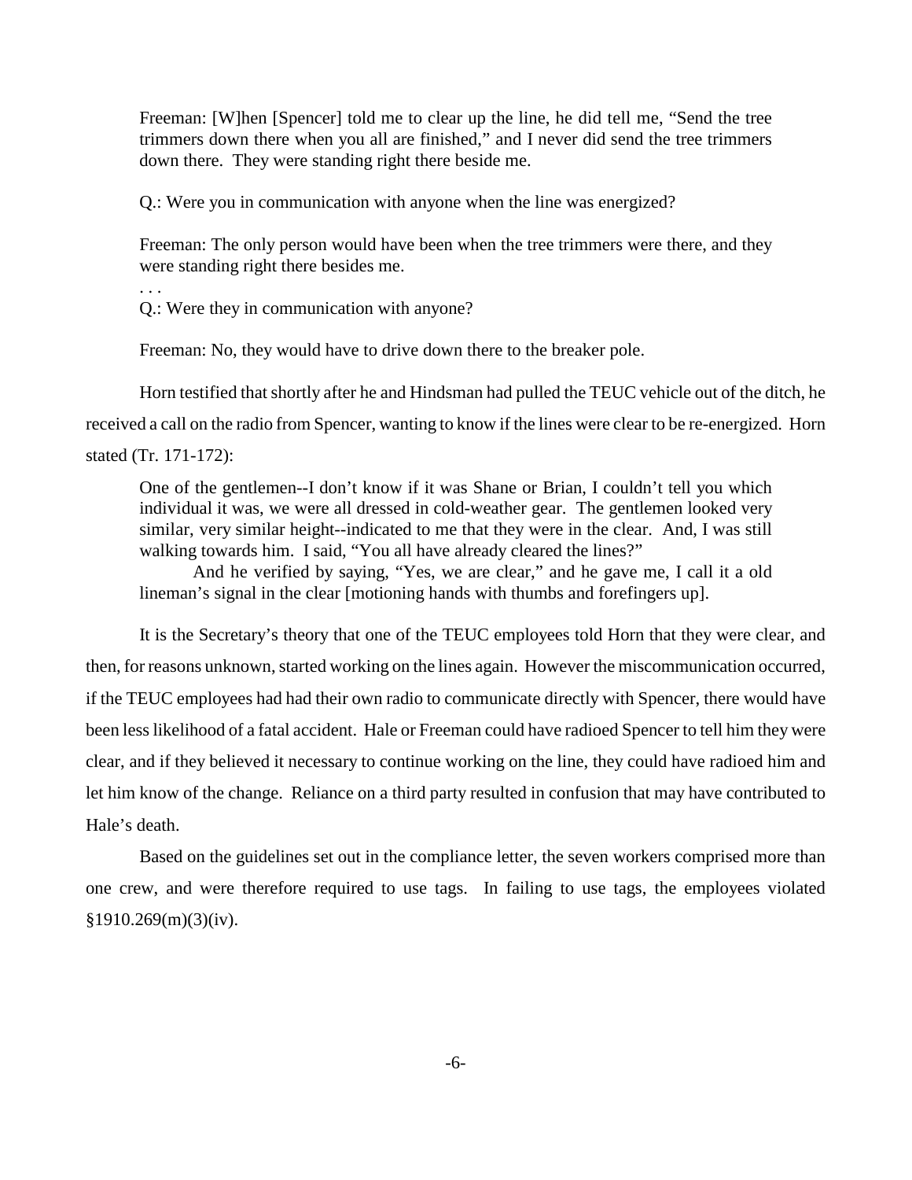> Freeman: [W]hen [Spencer] told me to clear up the line, he did tell me, "Send the tree trimmers down there when you all are finished," and I never did send the tree trimmers down there. They were standing right there beside me.
>
> Q.: Were you in communication with anyone when the line was energized?
>
> Freeman: The only person would have been when the tree trimmers were there, and they were standing right there besides me.
>
> . . .
>
> Q.: Were they in communication with anyone?
>
> Freeman: No, they would have to drive down there to the breaker pole.

Horn testified that shortly after he and Hindsman had pulled the TEUC vehicle out of the ditch, he received a call on the radio from Spencer, wanting to know if the lines were clear to be re-energized. Horn stated (Tr. 171-172):

> One of the gentlemen--I don't know if it was Shane or Brian, I couldn't tell you which individual it was, we were all dressed in cold-weather gear. The gentlemen looked very similar, very similar height--indicated to me that they were in the clear. And, I was still walking towards him. I said, "You all have already cleared the lines?"
>
> And he verified by saying, "Yes, we are clear," and he gave me, I call it a old lineman's signal in the clear [motioning hands with thumbs and forefingers up].

It is the Secretary's theory that one of the TEUC employees told Horn that they were clear, and then, for reasons unknown, started working on the lines again. However the miscommunication occurred, if the TEUC employees had had their own radio to communicate directly with Spencer, there would have been less likelihood of a fatal accident. Hale or Freeman could have radioed Spencer to tell him they were clear, and if they believed it necessary to continue working on the line, they could have radioed him and let him know of the change. Reliance on a third party resulted in confusion that may have contributed to Hale's death.

Based on the guidelines set out in the compliance letter, the seven workers comprised more than one crew, and were therefore required to use tags. In failing to use tags, the employees violated §1910.269(m)(3)(iv).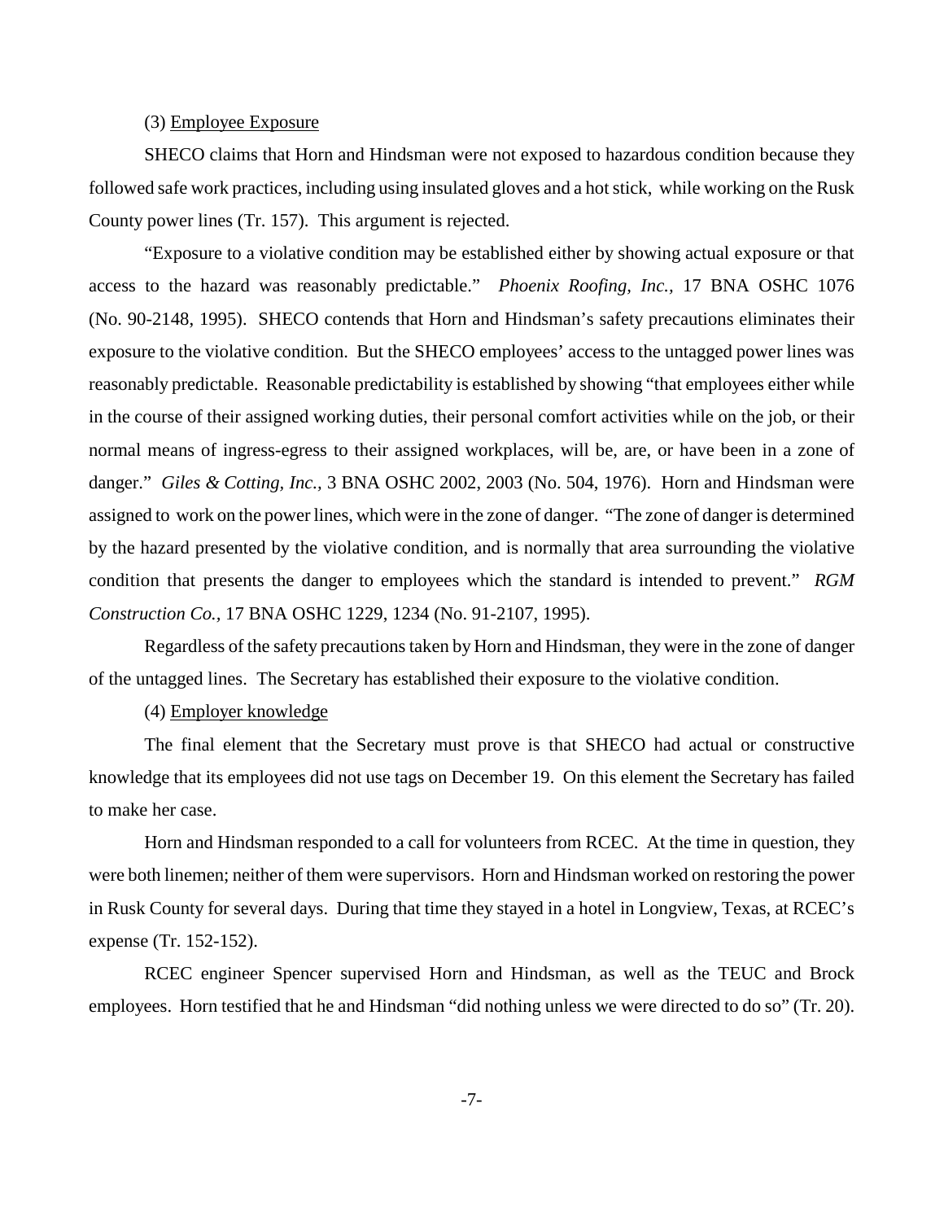(3) Employee Exposure

SHECO claims that Horn and Hindsman were not exposed to hazardous condition because they followed safe work practices, including using insulated gloves and a hot stick, while working on the Rusk County power lines (Tr. 157). This argument is rejected.

"Exposure to a violative condition may be established either by showing actual exposure or that access to the hazard was reasonably predictable." *Phoenix Roofing, Inc.*, 17 BNA OSHC 1076 (No. 90-2148, 1995). SHECO contends that Horn and Hindsman's safety precautions eliminates their exposure to the violative condition. But the SHECO employees' access to the untagged power lines was reasonably predictable. Reasonable predictability is established by showing "that employees either while in the course of their assigned working duties, their personal comfort activities while on the job, or their normal means of ingress-egress to their assigned workplaces, will be, are, or have been in a zone of danger." *Giles & Cotting, Inc.*, 3 BNA OSHC 2002, 2003 (No. 504, 1976). Horn and Hindsman were assigned to work on the power lines, which were in the zone of danger. "The zone of danger is determined by the hazard presented by the violative condition, and is normally that area surrounding the violative condition that presents the danger to employees which the standard is intended to prevent." *RGM Construction Co.*, 17 BNA OSHC 1229, 1234 (No. 91-2107, 1995).

Regardless of the safety precautions taken by Horn and Hindsman, they were in the zone of danger of the untagged lines. The Secretary has established their exposure to the violative condition.

(4) Employer knowledge

The final element that the Secretary must prove is that SHECO had actual or constructive knowledge that its employees did not use tags on December 19. On this element the Secretary has failed to make her case.

Horn and Hindsman responded to a call for volunteers from RCEC. At the time in question, they were both linemen; neither of them were supervisors. Horn and Hindsman worked on restoring the power in Rusk County for several days. During that time they stayed in a hotel in Longview, Texas, at RCEC's expense (Tr. 152-152).

RCEC engineer Spencer supervised Horn and Hindsman, as well as the TEUC and Brock employees. Horn testified that he and Hindsman "did nothing unless we were directed to do so" (Tr. 20).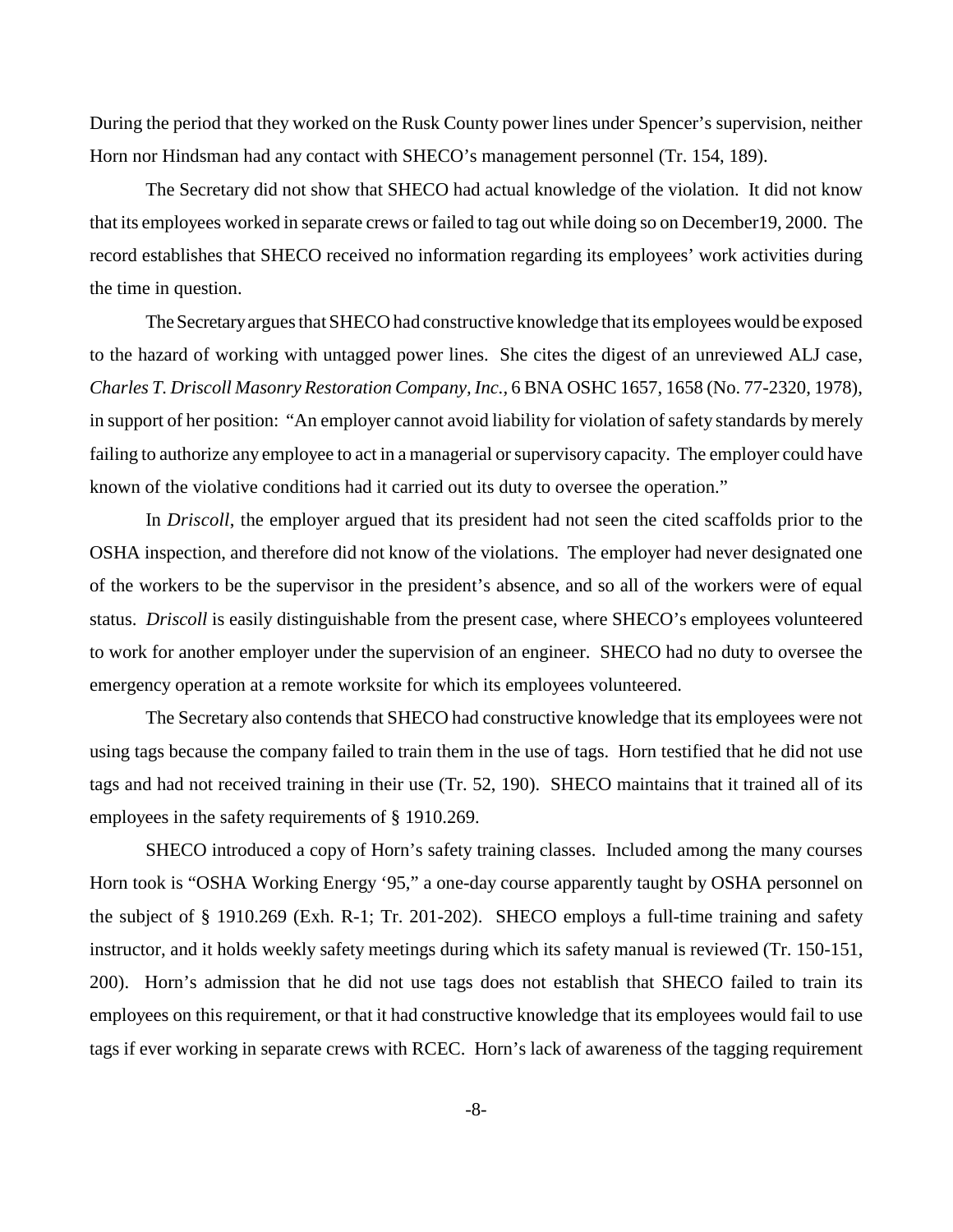During the period that they worked on the Rusk County power lines under Spencer's supervision, neither Horn nor Hindsman had any contact with SHECO's management personnel (Tr. 154, 189).

The Secretary did not show that SHECO had actual knowledge of the violation. It did not know that its employees worked in separate crews or failed to tag out while doing so on December19, 2000. The record establishes that SHECO received no information regarding its employees' work activities during the time in question.

The Secretary argues that SHECO had constructive knowledge that its employees would be exposed to the hazard of working with untagged power lines. She cites the digest of an unreviewed ALJ case, *Charles T. Driscoll Masonry Restoration Company, Inc.*, 6 BNA OSHC 1657, 1658 (No. 77-2320, 1978), in support of her position: "An employer cannot avoid liability for violation of safety standards by merely failing to authorize any employee to act in a managerial or supervisory capacity. The employer could have known of the violative conditions had it carried out its duty to oversee the operation."

In *Driscoll*, the employer argued that its president had not seen the cited scaffolds prior to the OSHA inspection, and therefore did not know of the violations. The employer had never designated one of the workers to be the supervisor in the president's absence, and so all of the workers were of equal status. *Driscoll* is easily distinguishable from the present case, where SHECO's employees volunteered to work for another employer under the supervision of an engineer. SHECO had no duty to oversee the emergency operation at a remote worksite for which its employees volunteered.

The Secretary also contends that SHECO had constructive knowledge that its employees were not using tags because the company failed to train them in the use of tags. Horn testified that he did not use tags and had not received training in their use (Tr. 52, 190). SHECO maintains that it trained all of its employees in the safety requirements of § 1910.269.

SHECO introduced a copy of Horn's safety training classes. Included among the many courses Horn took is "OSHA Working Energy '95," a one-day course apparently taught by OSHA personnel on the subject of § 1910.269 (Exh. R-1; Tr. 201-202). SHECO employs a full-time training and safety instructor, and it holds weekly safety meetings during which its safety manual is reviewed (Tr. 150-151, 200). Horn's admission that he did not use tags does not establish that SHECO failed to train its employees on this requirement, or that it had constructive knowledge that its employees would fail to use tags if ever working in separate crews with RCEC. Horn's lack of awareness of the tagging requirement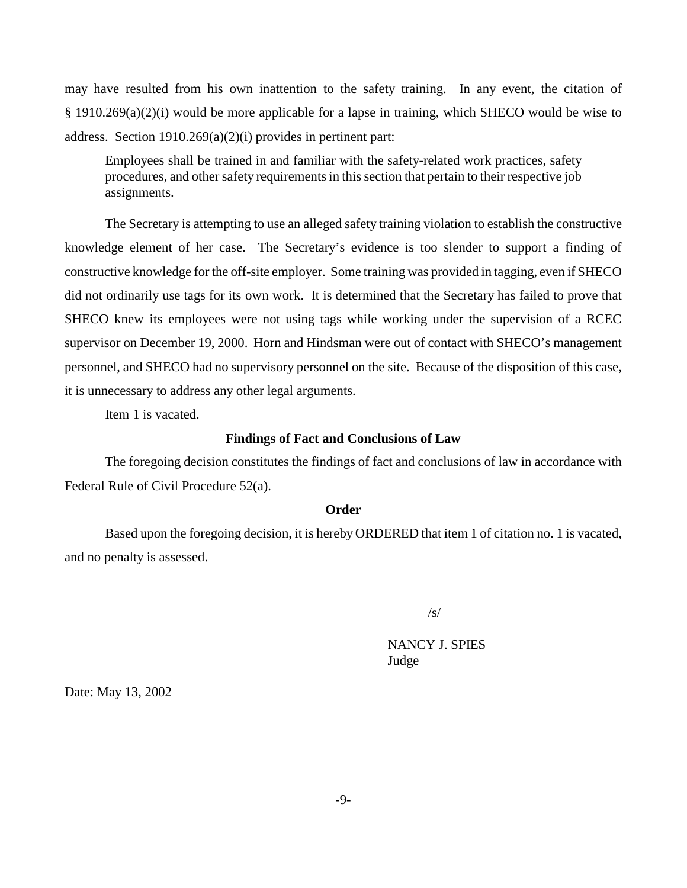may have resulted from his own inattention to the safety training. In any event, the citation of § 1910.269(a)(2)(i) would be more applicable for a lapse in training, which SHECO would be wise to address. Section 1910.269(a)(2)(i) provides in pertinent part:

> Employees shall be trained in and familiar with the safety-related work practices, safety procedures, and other safety requirements in this section that pertain to their respective job assignments.

The Secretary is attempting to use an alleged safety training violation to establish the constructive knowledge element of her case. The Secretary's evidence is too slender to support a finding of constructive knowledge for the off-site employer. Some training was provided in tagging, even if SHECO did not ordinarily use tags for its own work. It is determined that the Secretary has failed to prove that SHECO knew its employees were not using tags while working under the supervision of a RCEC supervisor on December 19, 2000. Horn and Hindsman were out of contact with SHECO's management personnel, and SHECO had no supervisory personnel on the site. Because of the disposition of this case, it is unnecessary to address any other legal arguments.

Item 1 is vacated.

**Findings of Fact and Conclusions of Law**

The foregoing decision constitutes the findings of fact and conclusions of law in accordance with Federal Rule of Civil Procedure 52(a).

**Order**

Based upon the foregoing decision, it is hereby ORDERED that item 1 of citation no. 1 is vacated, and no penalty is assessed.

/s/

NANCY J. SPIES
Judge

Date: May 13, 2002